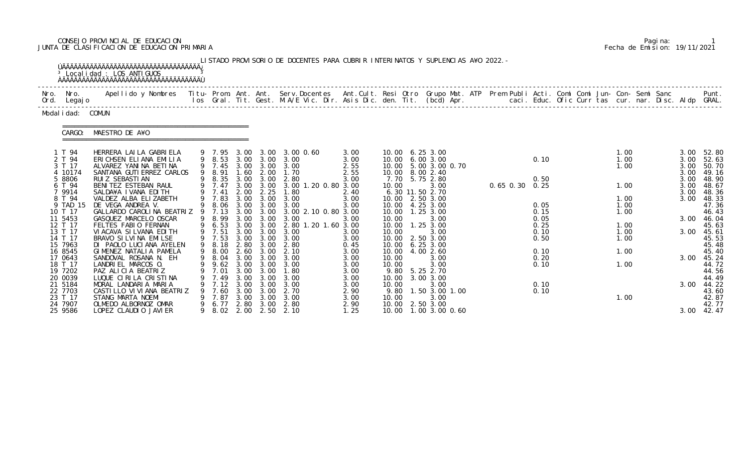CONSEJO PROVINCIAL DE EDUCACION
JUNTA DE CLASIFICACION DE EDUCACION PRIMARIA

Fecha de Emision: 19/11/2021

LISTADO PROVISORIO DE DOCENTES PARA CUBRIR INTERINATOS Y SUPLENCIAS A¥O 2022.-

Localidad : LOS ANTIGUOS

Modalidad: COMUN

CARGO: MAESTRO DE A¥O

| Nro. Ord. | Nro. Legajo | Apellido y Nombres | Titu-los | Prom. Gral. | Ant. Tit. | Ant. Gest. | Serv.Docentes M.A/E | Vic. | Dir. | Ant.Cult. Asis Dic. | Resi den. | Otro Tit. | Grupo (bcd) | Mat. Apr. | ATP | Prem | Publi | Acti. caci. | Comi Educ. | Comi Ofic | Curr | Jun-tas | Con-cur. | Semi nar. | Sanc Disc. | Aldp | Punt. GRAL. |
|---|---|---|---|---|---|---|---|---|---|---|---|---|---|---|---|---|---|---|---|---|---|---|---|---|---|---|---|
| 1 | T 94 | HERRERA LAILA GABRIELA | 9 | 7.95 | 3.00 | 3.00 | 3.00 | 0.60 | | 3.00 | 10.00 | 6.25 | 3.00 | | | | | | | | | | 1.00 | | | 3.00 | 52.80 |
| 2 | T 94 | ERICHSEN ELIANA EMILIA | 9 | 8.53 | 3.00 | 3.00 | 3.00 | | | 3.00 | 10.00 | 6.00 | 3.00 | | | | | 0.10 | | | | | 1.00 | | | 3.00 | 52.63 |
| 3 | T 17 | ALVAREZ YANINA BETINA | 9 | 7.45 | 3.00 | 3.00 | 3.00 | | | 2.55 | 10.00 | 5.00 | 3.00 | 0.70 | | | | | | | | | 1.00 | | | 3.00 | 50.70 |
| 4 | 10174 | SANTANA GUTIERREZ CARLOS | 9 | 8.91 | 1.60 | 2.00 | 1.70 | | | 2.55 | 10.00 | 8.00 | 2.40 | | | | | | | | | | | | | 3.00 | 49.16 |
| 5 | 8806 | RUIZ SEBASTIAN | 9 | 8.35 | 3.00 | 3.00 | 2.80 | | | 3.00 | 7.70 | 5.75 | 2.80 | | | | | 0.50 | | | | | | | | 3.00 | 48.90 |
| 6 | T 94 | BENITEZ ESTEBAN RAUL | 9 | 7.47 | 3.00 | 3.00 | 3.00 | 1.20 | 0.80 | 3.00 | 10.00 | | 3.00 | | | 0.65 | 0.30 | 0.25 | | | | | 1.00 | | | 3.00 | 48.67 |
| 7 | 9914 | SALDA¥A IVANA EDITH | 9 | 7.41 | 2.00 | 2.25 | 1.80 | | | 2.40 | 6.30 | 11.50 | 2.70 | | | | | | | | | | | | | 3.00 | 48.36 |
| 8 | T 94 | VALDEZ ALBA ELIZABETH | 9 | 7.83 | 3.00 | 3.00 | 3.00 | | | 3.00 | 10.00 | 2.50 | 3.00 | | | | | | | | | | 1.00 | | | 3.00 | 48.33 |
| 9 | TAD 15 | DE VEGA ANDREA V. | 9 | 8.06 | 3.00 | 3.00 | 3.00 | | | 3.00 | 10.00 | 4.25 | 3.00 | | | | | 0.05 | | | | | 1.00 | | | | 47.36 |
| 10 | T 17 | GALLARDO CAROLINA BEATRIZ | 9 | 7.13 | 3.00 | 3.00 | 3.00 | 2.10 | 0.80 | 3.00 | 10.00 | 1.25 | 3.00 | | | | | 0.15 | | | | | 1.00 | | | | 46.43 |
| 11 | 5453 | GASQUEZ MARCELO OSCAR | 9 | 8.99 | 3.00 | 3.00 | 3.00 | | | 3.00 | 10.00 | | 3.00 | | | | | 0.05 | | | | | | | | 3.00 | 46.04 |
| 12 | T 17 | FELTES FABIO FERNAN | 9 | 6.53 | 3.00 | 3.00 | 2.80 | 1.20 | 1.60 | 3.00 | 10.00 | 1.25 | 3.00 | | | | | 0.25 | | | | | 1.00 | | | | 45.63 |
| 13 | T 17 | VIACAVA SILVANA EDITH | 9 | 7.51 | 3.00 | 3.00 | 3.00 | | | 3.00 | 10.00 | | 3.00 | | | | | 0.10 | | | | | 1.00 | | | 3.00 | 45.61 |
| 14 | T 17 | BRAVO SILVINA EMILSE | 9 | 7.53 | 3.00 | 3.00 | 3.00 | | | 3.00 | 10.00 | 2.50 | 3.00 | | | | | 0.50 | | | | | 1.00 | | | | 45.53 |
| 15 | 7963 | DI PAOLO LUCIANA AYELEN | 9 | 8.18 | 2.80 | 3.00 | 2.80 | | | 0.45 | 10.00 | 6.25 | 3.00 | | | | | | | | | | | | | | 45.48 |
| 16 | 8545 | GIMENEZ NATALIA PAMELA | 9 | 8.00 | 2.60 | 3.00 | 2.10 | | | 3.00 | 10.00 | 4.00 | 2.60 | | | | | 0.10 | | | | | 1.00 | | | | 45.40 |
| 17 | 0643 | SANDOVAL ROSANA N. EH | 9 | 8.04 | 3.00 | 3.00 | 3.00 | | | 3.00 | 10.00 | | 3.00 | | | | | 0.20 | | | | | | | | 3.00 | 45.24 |
| 18 | T 17 | LANDRIEL MARCOS O. | 9 | 9.62 | 3.00 | 3.00 | 3.00 | | | 3.00 | 10.00 | | 3.00 | | | | | 0.10 | | | | | 1.00 | | | | 44.72 |
| 19 | 7202 | PAZ ALICIA BEATRIZ | 9 | 7.01 | 3.00 | 3.00 | 1.80 | | | 3.00 | 9.80 | 5.25 | 2.70 | | | | | | | | | | | | | | 44.56 |
| 20 | 0039 | LUQUE CIRILA CRISTINA | 9 | 7.49 | 3.00 | 3.00 | 3.00 | | | 3.00 | 10.00 | 3.00 | 3.00 | | | | | | | | | | | | | | 44.49 |
| 21 | 5184 | MORAL LANDARIA MARIA | 9 | 7.12 | 3.00 | 3.00 | 3.00 | | | 3.00 | 10.00 | | 3.00 | | | | | 0.10 | | | | | | | | 3.00 | 44.22 |
| 22 | 7703 | CASTILLO VIVIANA BEATRIZ | 9 | 7.60 | 3.00 | 3.00 | 2.70 | | | 2.90 | 9.80 | 1.50 | 3.00 | 1.00 | | | | 0.10 | | | | | | | | | 43.60 |
| 23 | T 17 | STANG MARTA NOEMI | 9 | 7.87 | 3.00 | 3.00 | 3.00 | | | 3.00 | 10.00 | | 3.00 | | | | | | | | | | 1.00 | | | | 42.87 |
| 24 | 7907 | OLMEDO ALBORNOZ OMAR | 9 | 6.77 | 2.80 | 3.00 | 2.80 | | | 2.90 | 10.00 | 2.50 | 3.00 | | | | | | | | | | | | | | 42.77 |
| 25 | 9586 | LOPEZ CLAUDIO JAVIER | 9 | 8.02 | 2.00 | 2.50 | 2.10 | | | 1.25 | 10.00 | 1.00 | 3.00 | 0.60 | | | | | | | | | | | | 3.00 | 42.47 |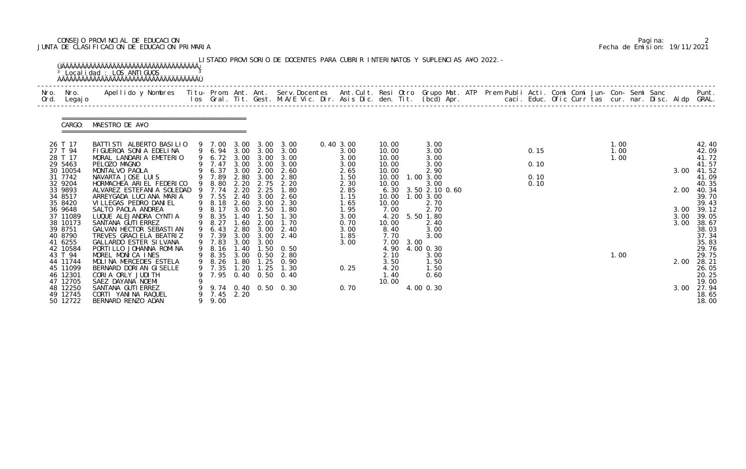CONSEJO PROVINCIAL DE EDUCACION
JUNTA DE CLASIFICACION DE EDUCACION PRIMARIA

Pagina: 2
Fecha de Emision: 19/11/2021

LISTADO PROVISORIO DE DOCENTES PARA CUBRIR INTERINATOS Y SUPLENCIAS A¥O 2022.-

Localidad : LOS ANTIGUOS

CARGO: MAESTRO DE A¥O

| Nro. Ord. | Nro. Legajo | Apellido y Nombres | Titu- los | Prom. Gral. | Ant. Tit. | Ant. Gest. | Serv. Docentes M.A/E Vic. Dir. | Ant. Cult. Asis Dic. | Resi den. | Otro Tit. | Grupo Mat. (bcd) | ATP Apr. | Prem Publi caci. | Acti. Educ. | Comi Ofic | Comi Curr | Jun- tas | Con- cur. | Semi nar. | Sanc Disc. | Aldp | Punt. GRAL. |
|---|---|---|---|---|---|---|---|---|---|---|---|---|---|---|---|---|---|---|---|---|---|---|
| 26 | T 17 | BATTISTI ALBERTO BASILIO | 9 | 7.00 | 3.00 | 3.00 | 3.00 | 0.40 3.00 | 10.00 | | 3.00 | | | | | | | 1.00 | | | | 42.40 |
| 27 | T 94 | FIGUEROA SONIA EDELINA | 9 | 6.94 | 3.00 | 3.00 | 3.00 | 3.00 | 10.00 | | 3.00 | | | 0.15 | | | | 1.00 | | | | 42.09 |
| 28 | T 17 | MORAL LANDARIA EMETERIO | 9 | 6.72 | 3.00 | 3.00 | 3.00 | 3.00 | 10.00 | | 3.00 | | | | | | | 1.00 | | | | 41.72 |
| 29 | 5463 | PELOZO MAGNO | 9 | 7.47 | 3.00 | 3.00 | 3.00 | 3.00 | 10.00 | | 3.00 | | | 0.10 | | | | | | | | 41.57 |
| 30 | 10054 | MONTALVO PAOLA | 9 | 6.37 | 3.00 | 2.00 | 2.60 | 2.65 | 10.00 | | 2.90 | | | | | | | | | | 3.00 | 41.52 |
| 31 | 7742 | NAVARTA JOSE LUIS | 9 | 7.89 | 2.80 | 3.00 | 2.80 | 1.50 | 10.00 | 1.00 | 3.00 | | | 0.10 | | | | | | | | 41.09 |
| 32 | 9204 | HORMACHEA ARIEL FEDERICO | 9 | 8.80 | 2.20 | 2.75 | 2.20 | 2.30 | 10.00 | | 3.00 | | | 0.10 | | | | | | | | 40.35 |
| 33 | 9893 | ALVAREZ ESTEFANIA SOLEDAD | 9 | 7.74 | 2.20 | 2.25 | 1.80 | 2.85 | 6.30 | 3.50 | 2.10 0.60 | | | | | | | | | | 2.00 | 40.34 |
| 34 | 8517 | ARREYGADA LUCIANA MARIA | 9 | 7.55 | 2.40 | 3.00 | 2.60 | 1.15 | 10.00 | 1.00 | 3.00 | | | | | | | | | | | 39.70 |
| 35 | 8420 | VILLEGAS PEDRO DANIEL | 9 | 8.18 | 2.60 | 3.00 | 2.30 | 1.65 | 10.00 | | 2.70 | | | | | | | | | | | 39.43 |
| 36 | 9648 | SALTO PAOLA ANDREA | 9 | 8.17 | 3.00 | 2.50 | 1.80 | 1.95 | 7.00 | | 2.70 | | | | | | | | | | 3.00 | 39.12 |
| 37 | 11089 | LUQUE ALEJANDRA CYNTIA | 9 | 8.35 | 1.40 | 1.50 | 1.30 | 3.00 | 4.20 | 5.50 | 1.80 | | | | | | | | | | 3.00 | 39.05 |
| 38 | 10173 | SANTANA GUTIERREZ | 9 | 8.27 | 1.60 | 2.00 | 1.70 | 0.70 | 10.00 | | 2.40 | | | | | | | | | | 3.00 | 38.67 |
| 39 | 8751 | GALVAN HECTOR SEBASTIAN | 9 | 6.43 | 2.80 | 3.00 | 2.40 | 3.00 | 8.40 | | 3.00 | | | | | | | | | | | 38.03 |
| 40 | 8790 | TREVES GRACIELA BEATRIZ | 9 | 7.39 | 3.00 | 3.00 | 2.40 | 1.85 | 7.70 | | 3.00 | | | | | | | | | | | 37.34 |
| 41 | 6255 | GALLARDO ESTER SILVANA | 9 | 7.83 | 3.00 | 3.00 | | 3.00 | 7.00 | 3.00 | | | | | | | | | | | | 35.83 |
| 42 | 10584 | PORTILLO JOHANNA ROMINA | 9 | 8.16 | 1.40 | 1.50 | 0.50 | | 4.90 | 4.00 | 0.30 | | | | | | | | | | | 29.76 |
| 43 | T 94 | MOREL MONICA INES | 9 | 8.35 | 3.00 | 0.50 | 2.80 | | 2.10 | | 3.00 | | | | | | | 1.00 | | | | 29.75 |
| 44 | 11744 | MOLINA MERCEDES ESTELA | 9 | 8.26 | 1.80 | 1.25 | 0.90 | | 3.50 | | 1.50 | | | | | | | | | | 2.00 | 28.21 |
| 45 | 11099 | BERNARD DORIAN GISELLE | 9 | 7.35 | 1.20 | 1.25 | 1.30 | 0.25 | 4.20 | | 1.50 | | | | | | | | | | | 26.05 |
| 46 | 12301 | CORIA ORLY JUDITH | 9 | 7.95 | 0.40 | 0.50 | 0.40 | | 1.40 | | 0.60 | | | | | | | | | | | 20.25 |
| 47 | 12705 | SAEZ DAYANA NOEMI | 9 | | | | | | 10.00 | | | | | | | | | | | | | 19.00 |
| 48 | 12250 | SANTANA GUTIERREZ | 9 | 9.74 | 0.40 | 0.50 | 0.30 | 0.70 | | 4.00 | 0.30 | | | | | | | | | | 3.00 | 27.94 |
| 49 | 12745 | CORTI YANINA RAQUEL | 9 | 7.45 | 2.20 | | | | | | | | | | | | | | | | | 18.65 |
| 50 | 12722 | BERNARD RENZO ADAN | 9 | 9.00 | | | | | | | | | | | | | | | | | | 18.00 |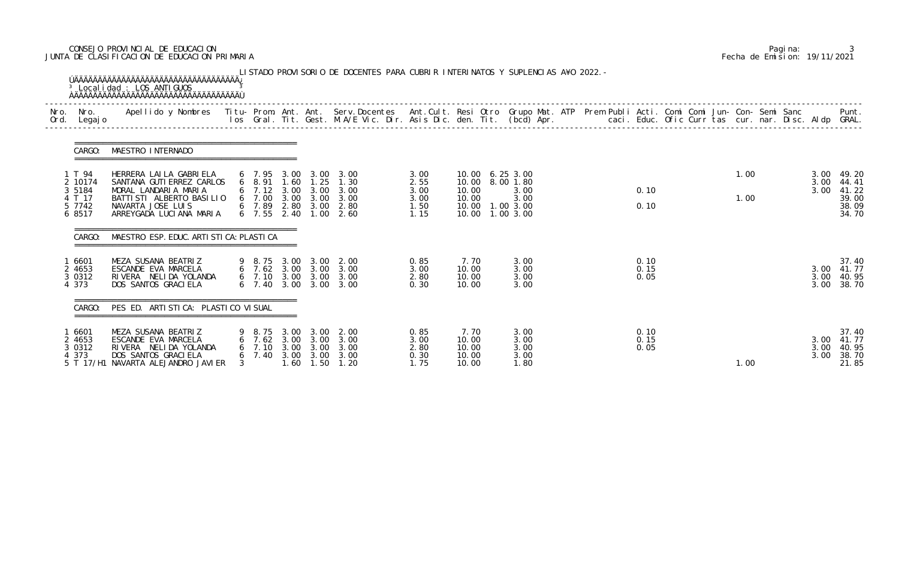CONSEJO PROVINCIAL DE EDUCACION
JUNTA DE CLASIFICACION DE EDUCACION PRIMARIA

Fecha de Emision: 19/11/2021

LISTADO PROVISORIO DE DOCENTES PARA CUBRIR INTERINATOS Y SUPLENCIAS A¥O 2022.-

Localidad : LOS ANTIGUOS

CARGO: MAESTRO INTERNADO

| Nro. Ord. | Nro. Legajo | Apellido y Nombres | Titu-los | Prom. Gral. | Ant. Tit. | Ant. Gest. | Serv.Docentes M.A/E Vic. Dir. | Ant.Cult. Asis Dic. | Resi den. | Otro Tit. | Grupo Mat. (bcd) | ATP Apr. | Prem Publi caci. | Acti. Educ. | Comi Ofic | Comi Curr | Jun- tas | Con- cur. | Semi nar. | Sanc Disc. | Aldp | Punt. GRAL. |
|---|---|---|---|---|---|---|---|---|---|---|---|---|---|---|---|---|---|---|---|---|---|---|
| 1 | T 94 | HERRERA LAILA GABRIELA | 6 | 7.95 | 3.00 | 3.00 | 3.00 | 3.00 | 10.00 | 6.25 | 3.00 | | | | | | | 1.00 | | | 3.00 | 49.20 |
| 2 | 10174 | SANTANA GUTIERREZ CARLOS | 6 | 8.91 | 1.60 | 1.25 | 1.30 | 2.55 | 10.00 | 8.00 | 1.80 | | | | | | | | | | 3.00 | 44.41 |
| 3 | 5184 | MORAL LANDARIA MARIA | 6 | 7.12 | 3.00 | 3.00 | 3.00 | 3.00 | 10.00 | | 3.00 | | | 0.10 | | | | | | | 3.00 | 41.22 |
| 4 | T 17 | BATTISTI ALBERTO BASILIO | 6 | 7.00 | 3.00 | 3.00 | 3.00 | 3.00 | 10.00 | | 3.00 | | | | | | | 1.00 | | | | 39.00 |
| 5 | 7742 | NAVARTA JOSE LUIS | 6 | 7.89 | 2.80 | 3.00 | 2.80 | 1.50 | 10.00 | 1.00 | 3.00 | | | 0.10 | | | | | | | | 38.09 |
| 6 | 8517 | ARREYGADA LUCIANA MARIA | 6 | 7.55 | 2.40 | 1.00 | 2.60 | 1.15 | 10.00 | 1.00 | 3.00 | | | | | | | | | | | 34.70 |

CARGO: MAESTRO ESP. EDUC. ARTISTICA: PLASTICA

| Nro. Ord. | Nro. Legajo | Apellido y Nombres | Titu-los | Prom. Gral. | Ant. Tit. | Ant. Gest. | Serv.Docentes M.A/E Vic. Dir. | Ant.Cult. Asis Dic. | Resi den. | Otro Tit. | Grupo Mat. (bcd) | ATP Apr. | Prem Publi caci. | Acti. Educ. | Comi Ofic | Comi Curr | Jun- tas | Con- cur. | Semi nar. | Sanc Disc. | Aldp | Punt. GRAL. |
|---|---|---|---|---|---|---|---|---|---|---|---|---|---|---|---|---|---|---|---|---|---|---|
| 1 | 6601 | MEZA SUSANA BEATRIZ | 9 | 8.75 | 3.00 | 3.00 | 2.00 | 0.85 | 7.70 | | 3.00 | | | 0.10 | | | | | | | | 37.40 |
| 2 | 4653 | ESCANDE EVA MARCELA | 6 | 7.62 | 3.00 | 3.00 | 3.00 | 3.00 | 10.00 | | 3.00 | | | 0.15 | | | | | | | 3.00 | 41.77 |
| 3 | 0312 | RIVERA NELIDA YOLANDA | 6 | 7.10 | 3.00 | 3.00 | 3.00 | 2.80 | 10.00 | | 3.00 | | | 0.05 | | | | | | | 3.00 | 40.95 |
| 4 | 373 | DOS SANTOS GRACIELA | 6 | 7.40 | 3.00 | 3.00 | 3.00 | 0.30 | 10.00 | | 3.00 | | | | | | | | | | 3.00 | 38.70 |

CARGO: PES ED. ARTISTICA: PLASTICO VISUAL

| Nro. Ord. | Nro. Legajo | Apellido y Nombres | Titu-los | Prom. Gral. | Ant. Tit. | Ant. Gest. | Serv.Docentes M.A/E Vic. Dir. | Ant.Cult. Asis Dic. | Resi den. | Otro Tit. | Grupo Mat. (bcd) | ATP Apr. | Prem Publi caci. | Acti. Educ. | Comi Ofic | Comi Curr | Jun- tas | Con- cur. | Semi nar. | Sanc Disc. | Aldp | Punt. GRAL. |
|---|---|---|---|---|---|---|---|---|---|---|---|---|---|---|---|---|---|---|---|---|---|---|
| 1 | 6601 | MEZA SUSANA BEATRIZ | 9 | 8.75 | 3.00 | 3.00 | 2.00 | 0.85 | 7.70 | | 3.00 | | | 0.10 | | | | | | | | 37.40 |
| 2 | 4653 | ESCANDE EVA MARCELA | 6 | 7.62 | 3.00 | 3.00 | 3.00 | 3.00 | 10.00 | | 3.00 | | | 0.15 | | | | | | | 3.00 | 41.77 |
| 3 | 0312 | RIVERA NELIDA YOLANDA | 6 | 7.10 | 3.00 | 3.00 | 3.00 | 2.80 | 10.00 | | 3.00 | | | 0.05 | | | | | | | 3.00 | 40.95 |
| 4 | 373 | DOS SANTOS GRACIELA | 6 | 7.40 | 3.00 | 3.00 | 3.00 | 0.30 | 10.00 | | 3.00 | | | | | | | | | | 3.00 | 38.70 |
| 5 | T 17/H1 | NAVARTA ALEJANDRO JAVIER | 3 | | 1.60 | 1.50 | 1.20 | 1.75 | 10.00 | | 1.80 | | | | | | | 1.00 | | | | 21.85 |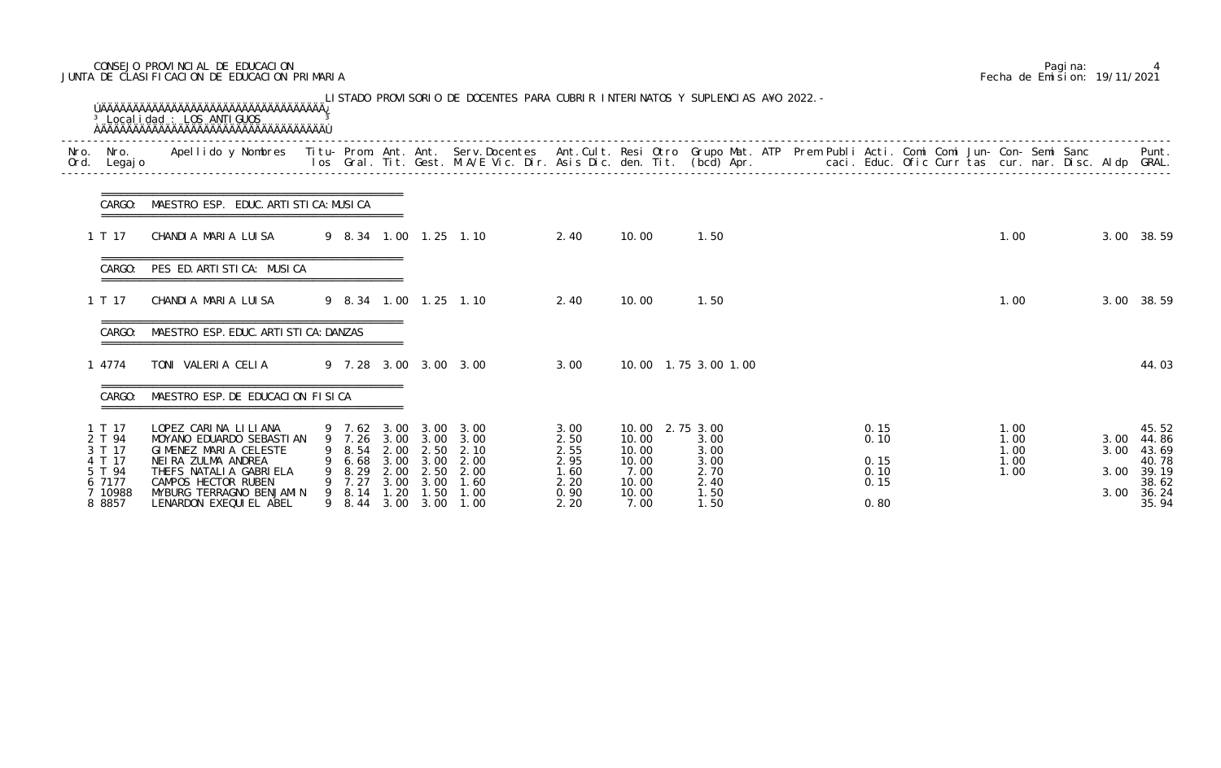CONSEJO PROVINCIAL DE EDUCACION
JUNTA DE CLASIFICACION DE EDUCACION PRIMARIA

Pagina: 4
Fecha de Emision: 19/11/2021

LISTADO PROVISORIO DE DOCENTES PARA CUBRIR INTERINATOS Y SUPLENCIAS A¥O 2022.-

Localidad : LOS ANTIGUOS

| Nro. Ord. | Nro. Legajo | Apellido y Nombres | Titu- los | Prom. Gral. | Ant. Tit. | Ant. Gest. | Serv.Docentes M.A/E Vic. Dir. | Ant.Cult. Asis Dic. | Resi den. | Otro Tit. | Grupo Mat. (bcd) | ATP Apr. | Prem | Publi caci. | Acti. Educ. | Comi Ofic | Comi Curr | Jun- tas | Con- cur. | Semi nar. | Sanc Disc. | Aldp | Punt. GRAL. |
|---|---|---|---|---|---|---|---|---|---|---|---|---|---|---|---|---|---|---|---|---|---|---|---|
| **CARGO: MAESTRO ESP. EDUC. ARTISTICA: MUSICA** | | | | | | | | | | | | | | | | | | | | | | | |
| 1 | T 17 | CHANDIA MARIA LUISA | 9 | 8.34 | 1.00 | 1.25 | 1.10 | 2.40 | 10.00 | | 1.50 | | | | | | | | 1.00 | | | 3.00 | 38.59 |
| **CARGO: PES ED. ARTISTICA: MUSICA** | | | | | | | | | | | | | | | | | | | | | | | |
| 1 | T 17 | CHANDIA MARIA LUISA | 9 | 8.34 | 1.00 | 1.25 | 1.10 | 2.40 | 10.00 | | 1.50 | | | | | | | | 1.00 | | | 3.00 | 38.59 |
| **CARGO: MAESTRO ESP. EDUC. ARTISTICA: DANZAS** | | | | | | | | | | | | | | | | | | | | | | | |
| 1 | 4774 | TONI VALERIA CELIA | 9 | 7.28 | 3.00 | 3.00 | 3.00 | 3.00 | 10.00 | 1.75 | 3.00 | 1.00 | | | | | | | | | | | 44.03 |
| **CARGO: MAESTRO ESP. DE EDUCACION FISICA** | | | | | | | | | | | | | | | | | | | | | | | |
| 1 | T 17 | LOPEZ CARINA LILIANA | 9 | 7.62 | 3.00 | 3.00 | 3.00 | 3.00 | 10.00 | 2.75 | 3.00 | | | | 0.15 | | | | 1.00 | | | | 45.52 |
| 2 | T 94 | MOYANO EDUARDO SEBASTIAN | 9 | 7.26 | 3.00 | 3.00 | 3.00 | 2.50 | 10.00 | | 3.00 | | | | 0.10 | | | | 1.00 | | | 3.00 | 44.86 |
| 3 | T 17 | GIMENEZ MARIA CELESTE | 9 | 8.54 | 2.00 | 2.50 | 2.10 | 2.55 | 10.00 | | 3.00 | | | | | | | | 1.00 | | | 3.00 | 43.69 |
| 4 | T 17 | NEIRA ZULMA ANDREA | 9 | 6.68 | 3.00 | 3.00 | 2.00 | 2.95 | 10.00 | | 3.00 | | | | 0.15 | | | | 1.00 | | | | 40.78 |
| 5 | T 94 | THEFS NATALIA GABRIELA | 9 | 8.29 | 2.00 | 2.50 | 2.00 | 1.60 | 7.00 | | 2.70 | | | | 0.10 | | | | 1.00 | | | 3.00 | 39.19 |
| 6 | 7177 | CAMPOS HECTOR RUBEN | 9 | 7.27 | 3.00 | 3.00 | 1.60 | 2.20 | 10.00 | | 2.40 | | | | 0.15 | | | | | | | | 38.62 |
| 7 | 10988 | MYBURG TERRAGNO BENJAMIN | 9 | 8.14 | 1.20 | 1.50 | 1.00 | 0.90 | 10.00 | | 1.50 | | | | | | | | | | | 3.00 | 36.24 |
| 8 | 8857 | LENARDON EXEQUIEL ABEL | 9 | 8.44 | 3.00 | 3.00 | 1.00 | 2.20 | 7.00 | | 1.50 | | | | 0.80 | | | | | | | | 35.94 |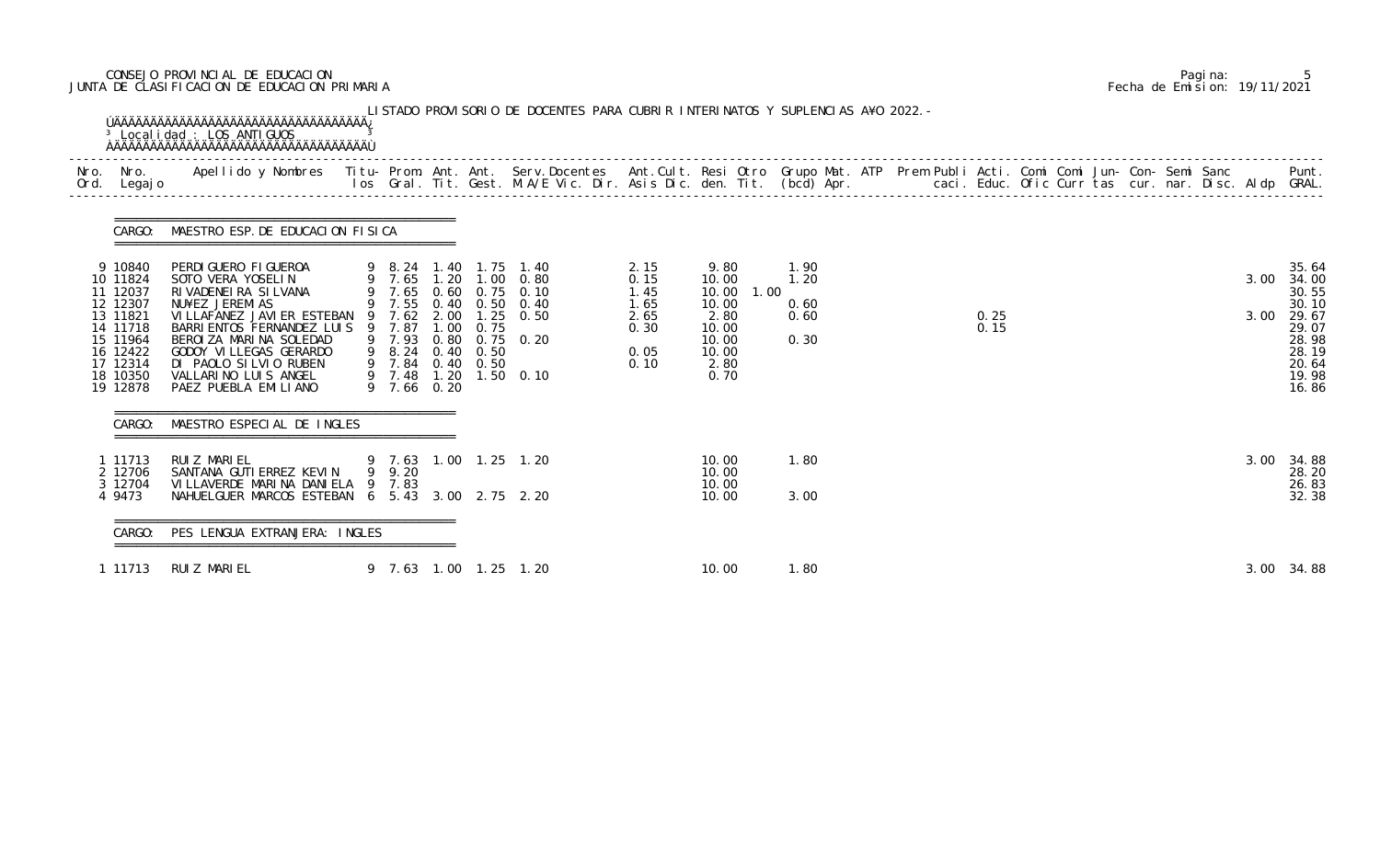CONSEJO PROVINCIAL DE EDUCACION
JUNTA DE CLASIFICACION DE EDUCACION PRIMARIA

LISTADO PROVISORIO DE DOCENTES PARA CUBRIR INTERINATOS Y SUPLENCIAS A¥O 2022.-

Localidad : LOS ANTIGUOS

### CARGO: MAESTRO ESP. DE EDUCACION FISICA

| Nro. Ord. | Nro. Legajo | Apellido y Nombres | Titu-los | Prom. Gral. | Ant. Tit. | Ant. Gest. | Serv.Docentes M.A/E Vic. Dir. | Ant.Cult. Asis Dic. | Resi den. | Otro Tit. | Grupo Mat. (bcd) | ATP Apr. | Prem Publi caci. | Acti. Educ. | Comi Ofic | Comi Curr | Jun-tas | Con-cur. | Semi nar. | Sanc Disc. | Aldp | Punt. GRAL. |
|---|---|---|---|---|---|---|---|---|---|---|---|---|---|---|---|---|---|---|---|---|---|---|
| 9 | 10840 | PERDIGUERO FIGUEROA | 9 | 8.24 | 1.40 | 1.75 | 1.40 | 2.15 | 9.80 | | 1.90 | | | | | | | | | | | 35.64 |
| 10 | 11824 | SOTO VERA YOSELIN | 9 | 7.65 | 1.20 | 1.00 | 0.80 | 0.15 | 10.00 | | 1.20 | | | | | | | | | | 3.00 | 34.00 |
| 11 | 12037 | RIVADENEIRA SILVANA | 9 | 7.65 | 0.60 | 0.75 | 0.10 | 1.45 | 10.00 | 1.00 | | | | | | | | | | | | 30.55 |
| 12 | 12307 | NU¥EZ JEREMIAS | 9 | 7.55 | 0.40 | 0.50 | 0.40 | 1.65 | 10.00 | | 0.60 | | | | | | | | | | | 30.10 |
| 13 | 11821 | VILLAFANEZ JAVIER ESTEBAN | 9 | 7.62 | 2.00 | 1.25 | 0.50 | 2.65 | 2.80 | | 0.60 | | | 0.25 | | | | | | | 3.00 | 29.67 |
| 14 | 11718 | BARRIENTOS FERNANDEZ LUIS | 9 | 7.87 | 1.00 | 0.75 | | 0.30 | 10.00 | | | | | 0.15 | | | | | | | | 29.07 |
| 15 | 11964 | BEROIZA MARINA SOLEDAD | 9 | 7.93 | 0.80 | 0.75 | 0.20 | | 10.00 | | 0.30 | | | | | | | | | | | 28.98 |
| 16 | 12422 | GODOY VILLEGAS GERARDO | 9 | 8.24 | 0.40 | 0.50 | | 0.05 | 10.00 | | | | | | | | | | | | | 28.19 |
| 17 | 12314 | DI PAOLO SILVIO RUBEN | 9 | 7.84 | 0.40 | 0.50 | | 0.10 | 2.80 | | | | | | | | | | | | | 20.64 |
| 18 | 10350 | VALLARINO LUIS ANGEL | 9 | 7.48 | 1.20 | 1.50 | 0.10 | | 0.70 | | | | | | | | | | | | | 19.98 |
| 19 | 12878 | PAEZ PUEBLA EMILIANO | 9 | 7.66 | 0.20 | | | | | | | | | | | | | | | | | 16.86 |

### CARGO: MAESTRO ESPECIAL DE INGLES

| Nro. Ord. | Nro. Legajo | Apellido y Nombres | Titu-los | Prom. Gral. | Ant. Tit. | Ant. Gest. | Serv.Docentes M.A/E Vic. Dir. | Ant.Cult. Asis Dic. | Resi den. | Otro Tit. | Grupo Mat. (bcd) | ATP Apr. | Prem Publi caci. | Acti. Educ. | Comi Ofic | Comi Curr | Jun-tas | Con-cur. | Semi nar. | Sanc Disc. | Aldp | Punt. GRAL. |
|---|---|---|---|---|---|---|---|---|---|---|---|---|---|---|---|---|---|---|---|---|---|---|
| 1 | 11713 | RUIZ MARIEL | 9 | 7.63 | 1.00 | 1.25 | 1.20 | | 10.00 | | 1.80 | | | | | | | | | | 3.00 | 34.88 |
| 2 | 12706 | SANTANA GUTIERREZ KEVIN | 9 | 9.20 | | | | | 10.00 | | | | | | | | | | | | | 28.20 |
| 3 | 12704 | VILLAVERDE MARINA DANIELA | 9 | 7.83 | | | | | 10.00 | | | | | | | | | | | | | 26.83 |
| 4 | 9473 | NAHUELGUER MARCOS ESTEBAN | 6 | 5.43 | 3.00 | 2.75 | 2.20 | | 10.00 | | 3.00 | | | | | | | | | | | 32.38 |

### CARGO: PES LENGUA EXTRANJERA: INGLES

| Nro. Ord. | Nro. Legajo | Apellido y Nombres | Titu-los | Prom. Gral. | Ant. Tit. | Ant. Gest. | Serv.Docentes M.A/E Vic. Dir. | Ant.Cult. Asis Dic. | Resi den. | Otro Tit. | Grupo Mat. (bcd) | ATP Apr. | Prem Publi caci. | Acti. Educ. | Comi Ofic | Comi Curr | Jun-tas | Con-cur. | Semi nar. | Sanc Disc. | Aldp | Punt. GRAL. |
|---|---|---|---|---|---|---|---|---|---|---|---|---|---|---|---|---|---|---|---|---|---|---|
| 1 | 11713 | RUIZ MARIEL | 9 | 7.63 | 1.00 | 1.25 | 1.20 | | 10.00 | | 1.80 | | | | | | | | | | 3.00 | 34.88 |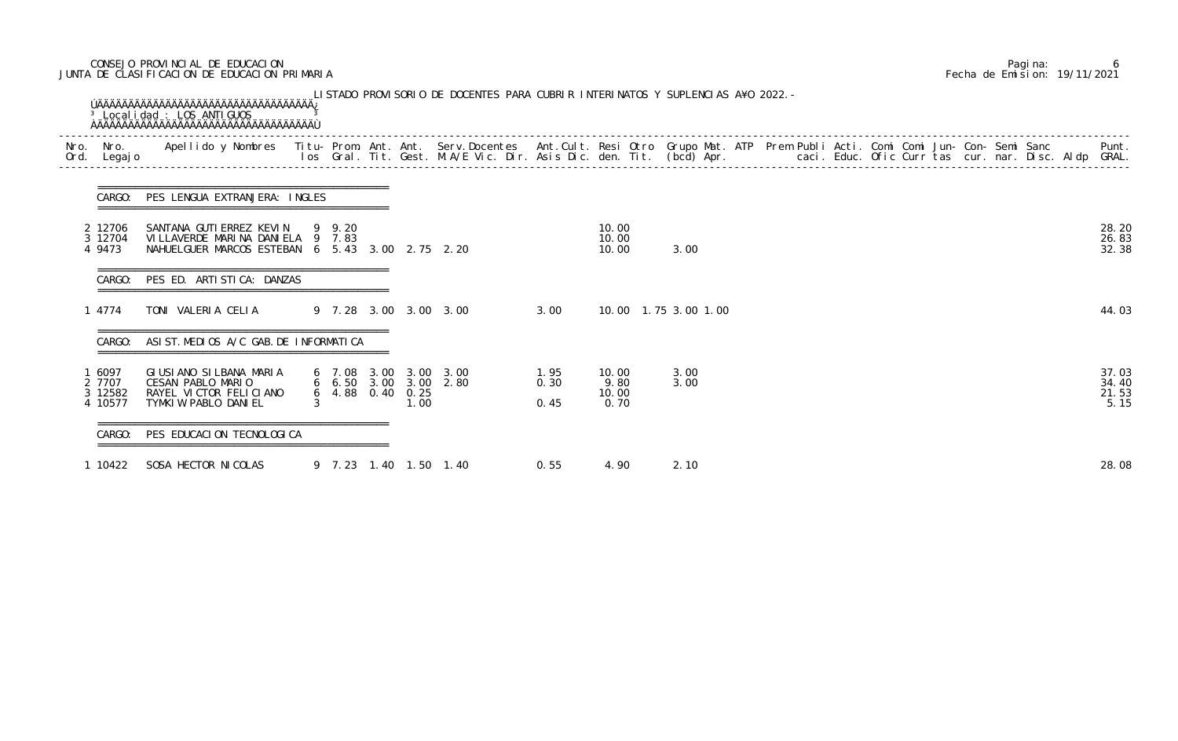CONSEJO PROVINCIAL DE EDUCACION
JUNTA DE CLASIFICACION DE EDUCACION PRIMARIA

Fecha de Emision: 19/11/2021

LISTADO PROVISORIO DE DOCENTES PARA CUBRIR INTERINATOS Y SUPLENCIAS A¥O 2022.-

Localidad : LOS ANTIGUOS

| Nro. Ord. | Nro. Legajo | Apellido y Nombres | Titu- los | Prom. Gral. | Ant. Tit. | Ant. Gest. | Serv.Docentes M.A/E Vic. Dir. | Ant.Cult. Asis Dic. | Resi den. | Otro Tit. | Grupo Mat. (bcd) | ATP Apr. | Prem | Publi caci. | Acti. Educ. | Comi Ofic | Comi Curr | Jun- tas | Con- cur. | Semi nar. | Sanc Disc. | Aldp | Punt. GRAL. |
|---|---|---|---|---|---|---|---|---|---|---|---|---|---|---|---|---|---|---|---|---|---|---|---|
| **CARGO: PES LENGUA EXTRANJERA: INGLES** | | | | | | | | | | | | | | | | | | | | | | | |
| 2 | 12706 | SANTANA GUTIERREZ KEVIN | 9 | 9.20 | | | | | 10.00 | | | | | | | | | | | | | | 28.20 |
| 3 | 12704 | VILLAVERDE MARINA DANIELA | 9 | 7.83 | | | | | 10.00 | | | | | | | | | | | | | | 26.83 |
| 4 | 9473 | NAHUELGUER MARCOS ESTEBAN | 6 | 5.43 | 3.00 | 2.75 | 2.20 | | 10.00 | | 3.00 | | | | | | | | | | | | 32.38 |
| **CARGO: PES ED. ARTISTICA: DANZAS** | | | | | | | | | | | | | | | | | | | | | | | |
| 1 | 4774 | TONI VALERIA CELIA | 9 | 7.28 | 3.00 | 3.00 | 3.00 | 3.00 | 10.00 | 1.75 | 3.00 | 1.00 | | | | | | | | | | | 44.03 |
| **CARGO: ASIST.MEDIOS A/C GAB.DE INFORMATICA** | | | | | | | | | | | | | | | | | | | | | | | |
| 1 | 6097 | GIUSIANO SILBANA MARIA | 6 | 7.08 | 3.00 | 3.00 | 3.00 | 1.95 | 10.00 | | 3.00 | | | | | | | | | | | | 37.03 |
| 2 | 7707 | CESAN PABLO MARIO | 6 | 6.50 | 3.00 | 3.00 | 2.80 | 0.30 | 9.80 | | 3.00 | | | | | | | | | | | | 34.40 |
| 3 | 12582 | RAYEL VICTOR FELICIANO | 6 | 4.88 | 0.40 | 0.25 | | | 10.00 | | | | | | | | | | | | | | 21.53 |
| 4 | 10577 | TYMKIW PABLO DANIEL | 3 | | | 1.00 | | 0.45 | 0.70 | | | | | | | | | | | | | | 5.15 |
| **CARGO: PES EDUCACION TECNOLOGICA** | | | | | | | | | | | | | | | | | | | | | | | |
| 1 | 10422 | SOSA HECTOR NICOLAS | 9 | 7.23 | 1.40 | 1.50 | 1.40 | 0.55 | 4.90 | | 2.10 | | | | | | | | | | | | 28.08 |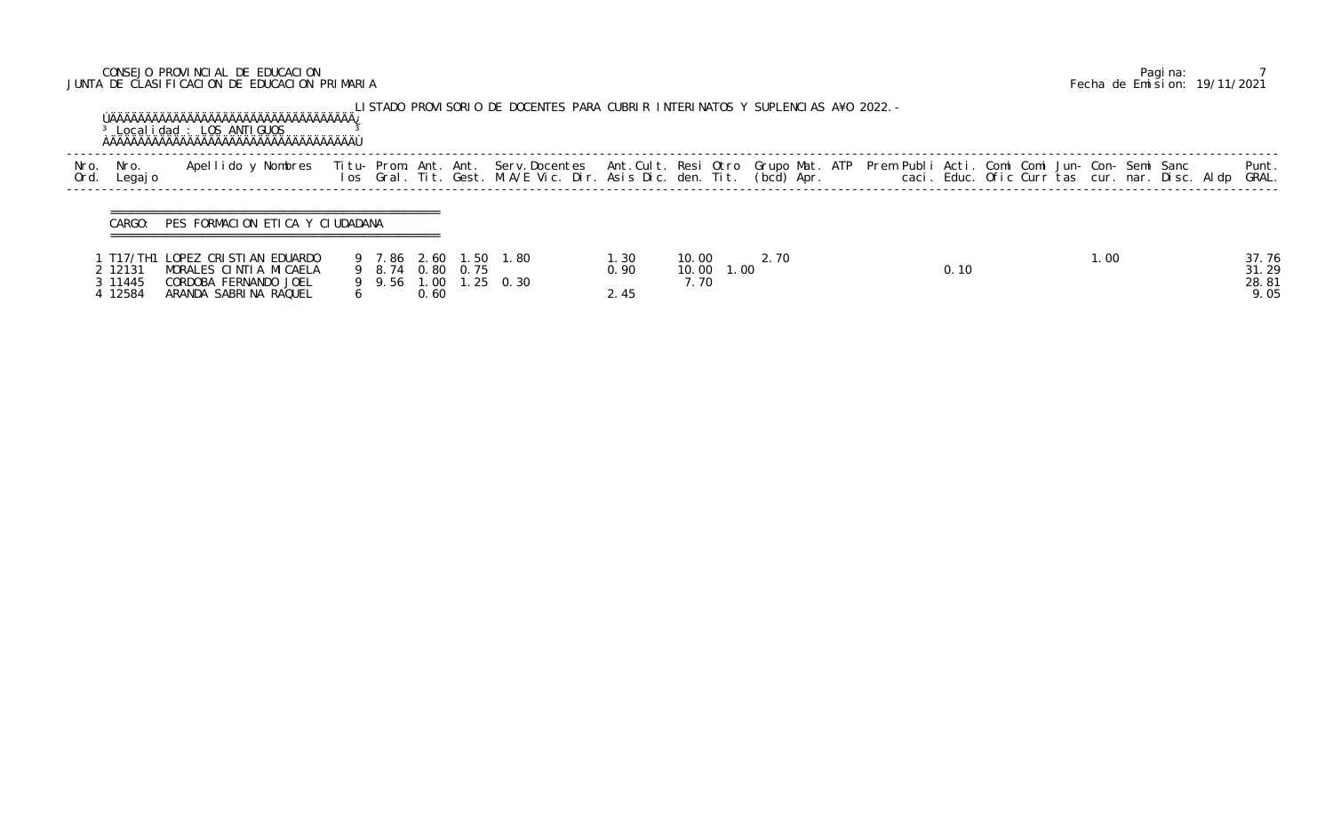CONSEJO PROVINCIAL DE EDUCACION
JUNTA DE CLASIFICACION DE EDUCACION PRIMARIA

Fecha de Emision: 19/11/2021

LISTADO PROVISORIO DE DOCENTES PARA CUBRIR INTERINATOS Y SUPLENCIAS A¥O 2022.-

Localidad : LOS ANTIGUOS

CARGO: PES FORMACION ETICA Y CIUDADANA

| Nro. Ord. | Nro. Legajo | Apellido y Nombres | Titulos | Prom. Gral. | Ant. Tit. | Ant. Gest. | Serv. Docentes M.A/E | Vic. | Dir. | Ant. Cult. Asis | Resi Dic. | Otro den. | Grupo Tit. | Mat. (bcd) | ATP Apr. | Prem | Publi caci. | Acti. Educ. | Comi Ofic | Comi Curr | Jun- tas | Con- cur. | Semi nar. | Sanc Disc. | Aldp | Punt. GRAL. |
|---|---|---|---|---|---|---|---|---|---|---|---|---|---|---|---|---|---|---|---|---|---|---|---|---|---|---|
| 1 | T17/TH1 | LOPEZ CRISTIAN EDUARDO | 9 | 7.86 | 2.60 | 1.50 | 1.80 | | | 1.30 | 10.00 | | 2.70 | | | | | | | | | 1.00 | | | | 37.76 |
| 2 | 12131 | MORALES CINTIA MICAELA | 9 | 8.74 | 0.80 | 0.75 | | | | 0.90 | 10.00 | 1.00 | | | | | | 0.10 | | | | | | | | 31.29 |
| 3 | 11445 | CORDOBA FERNANDO JOEL | 9 | 9.56 | 1.00 | 1.25 | 0.30 | | | | 7.70 | | | | | | | | | | | | | | | 28.81 |
| 4 | 12584 | ARANDA SABRINA RAQUEL | 6 | | 0.60 | | | | | 2.45 | | | | | | | | | | | | | | | | 9.05 |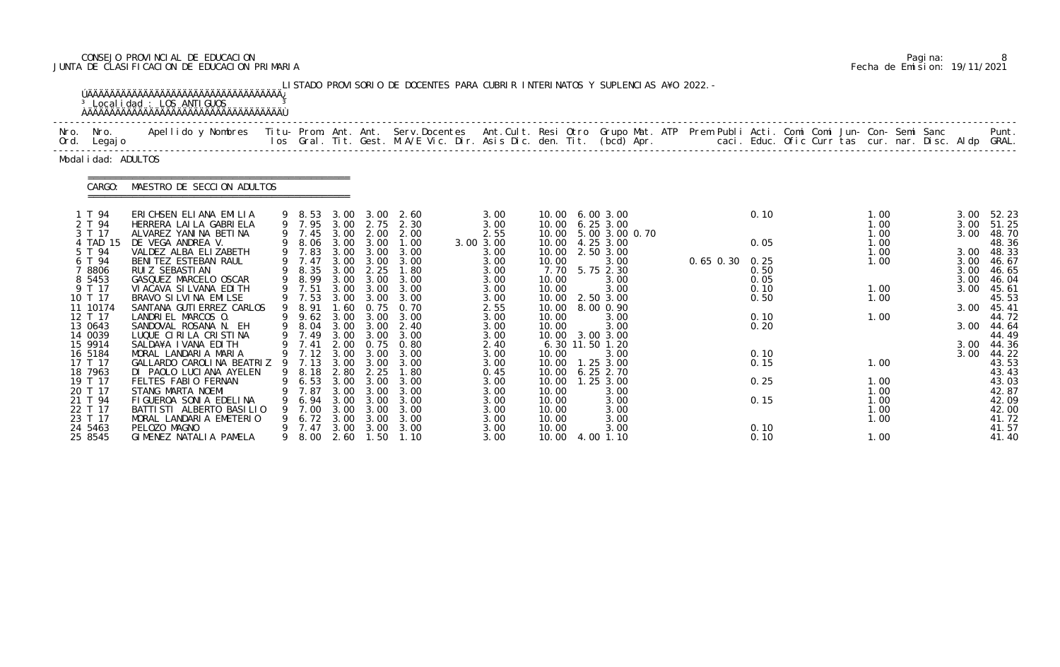CONSEJO PROVINCIAL DE EDUCACION
JUNTA DE CLASIFICACION DE EDUCACION PRIMARIA

Pagina: 8
Fecha de Emision: 19/11/2021

LISTADO PROVISORIO DE DOCENTES PARA CUBRIR INTERINATOS Y SUPLENCIAS A¥O 2022.-

Localidad : LOS ANTIGUOS

Modalidad: ADULTOS

CARGO: MAESTRO DE SECCION ADULTOS

| Nro. Ord. | Nro. Legajo | Apellido y Nombres | Titu-los | Prom. Gral. | Ant. Tit. | Ant. Gest. | Serv.Docentes M.A/E Vic. Dir. | Ant.Cult. Asis Dic. | Resi den. | Otro Tit. | Grupo Mat. (bcd) | ATP Apr. | Prem caci. | Publi Educ. | Acti. Ofic | Comi Curr | Comi tas | Jun- cur. | Con- nar. | Semi Disc. | Sanc Aldp | Punt. GRAL. |
|---|---|---|---|---|---|---|---|---|---|---|---|---|---|---|---|---|---|---|---|---|---|---|
| 1 | T 94 | ERICHSEN ELIANA EMILIA | 9 | 8.53 | 3.00 | 3.00 | 2.60 | 3.00 | 10.00 | 6.00 | 3.00 | | | | 0.10 | | | 1.00 | | | 3.00 | 52.23 |
| 2 | T 94 | HERRERA LAILA GABRIELA | 9 | 7.95 | 3.00 | 2.75 | 2.30 | 3.00 | 10.00 | 6.25 | 3.00 | | | | | | | 1.00 | | | 3.00 | 51.25 |
| 3 | T 17 | ALVAREZ YANINA BETINA | 9 | 7.45 | 3.00 | 2.00 | 2.00 | 2.55 | 10.00 | 5.00 | 3.00 0.70 | | | | | | | 1.00 | | | 3.00 | 48.70 |
| 4 | TAD 15 | DE VEGA ANDREA V. | 9 | 8.06 | 3.00 | 3.00 | 1.00 | 3.00 3.00 | 10.00 | 4.25 | 3.00 | | | | 0.05 | | | 1.00 | | | | 48.36 |
| 5 | T 94 | VALDEZ ALBA ELIZABETH | 9 | 7.83 | 3.00 | 3.00 | 3.00 | 3.00 | 10.00 | 2.50 | 3.00 | | | | | | | 1.00 | | | 3.00 | 48.33 |
| 6 | T 94 | BENITEZ ESTEBAN RAUL | 9 | 7.47 | 3.00 | 3.00 | 3.00 | 3.00 | 10.00 | | 3.00 | | 0.65 | 0.30 | 0.25 | | | 1.00 | | | 3.00 | 46.67 |
| 7 | 8806 | RUIZ SEBASTIAN | 9 | 8.35 | 3.00 | 2.25 | 1.80 | 3.00 | 7.70 | 5.75 | 2.30 | | | | 0.50 | | | | | | 3.00 | 46.65 |
| 8 | 5453 | GASQUEZ MARCELO OSCAR | 9 | 8.99 | 3.00 | 3.00 | 3.00 | 3.00 | 10.00 | | 3.00 | | | | 0.05 | | | | | | 3.00 | 46.04 |
| 9 | T 17 | VIACAVA SILVANA EDITH | 9 | 7.51 | 3.00 | 3.00 | 3.00 | 3.00 | 10.00 | | 3.00 | | | | 0.10 | | | 1.00 | | | 3.00 | 45.61 |
| 10 | T 17 | BRAVO SILVINA EMILSE | 9 | 7.53 | 3.00 | 3.00 | 3.00 | 3.00 | 10.00 | 2.50 | 3.00 | | | | 0.50 | | | 1.00 | | | | 45.53 |
| 11 | 10174 | SANTANA GUTIERREZ CARLOS | 9 | 8.91 | 1.60 | 0.75 | 0.70 | 2.55 | 10.00 | 8.00 | 0.90 | | | | | | | | | | 3.00 | 45.41 |
| 12 | T 17 | LANDRIEL MARCOS O. | 9 | 9.62 | 3.00 | 3.00 | 3.00 | 3.00 | 10.00 | | 3.00 | | | | 0.10 | | | 1.00 | | | | 44.72 |
| 13 | 0643 | SANDOVAL ROSANA N. EH | 9 | 8.04 | 3.00 | 3.00 | 2.40 | 3.00 | 10.00 | | 3.00 | | | | 0.20 | | | | | | 3.00 | 44.64 |
| 14 | 0039 | LUQUE CIRILA CRISTINA | 9 | 7.49 | 3.00 | 3.00 | 3.00 | 3.00 | 10.00 | 3.00 | 3.00 | | | | | | | | | | | 44.49 |
| 15 | 9914 | SALDA¥A IVANA EDITH | 9 | 7.41 | 2.00 | 0.75 | 0.80 | 2.40 | 6.30 | 11.50 | 1.20 | | | | | | | | | | 3.00 | 44.36 |
| 16 | 5184 | MORAL LANDARIA MARIA | 9 | 7.12 | 3.00 | 3.00 | 3.00 | 3.00 | 10.00 | | 3.00 | | | | 0.10 | | | | | | 3.00 | 44.22 |
| 17 | T 17 | GALLARDO CAROLINA BEATRIZ | 9 | 7.13 | 3.00 | 3.00 | 3.00 | 3.00 | 10.00 | 1.25 | 3.00 | | | | 0.15 | | | 1.00 | | | | 43.53 |
| 18 | 7963 | DI PAOLO LUCIANA AYELEN | 9 | 8.18 | 2.80 | 2.25 | 1.80 | 0.45 | 10.00 | 6.25 | 2.70 | | | | | | | | | | | 43.43 |
| 19 | T 17 | FELTES FABIO FERNAN | 9 | 6.53 | 3.00 | 3.00 | 3.00 | 3.00 | 10.00 | 1.25 | 3.00 | | | | 0.25 | | | 1.00 | | | | 43.03 |
| 20 | T 17 | STANG MARTA NOEMI | 9 | 7.87 | 3.00 | 3.00 | 3.00 | 3.00 | 10.00 | | 3.00 | | | | | | | 1.00 | | | | 42.87 |
| 21 | T 94 | FIGUEROA SONIA EDELINA | 9 | 6.94 | 3.00 | 3.00 | 3.00 | 3.00 | 10.00 | | 3.00 | | | | 0.15 | | | 1.00 | | | | 42.09 |
| 22 | T 17 | BATTISTI ALBERTO BASILIO | 9 | 7.00 | 3.00 | 3.00 | 3.00 | 3.00 | 10.00 | | 3.00 | | | | | | | 1.00 | | | | 42.00 |
| 23 | T 17 | MORAL LANDARIA EMETERIO | 9 | 6.72 | 3.00 | 3.00 | 3.00 | 3.00 | 10.00 | | 3.00 | | | | | | | 1.00 | | | | 41.72 |
| 24 | 5463 | PELOZO MAGNO | 9 | 7.47 | 3.00 | 3.00 | 3.00 | 3.00 | 10.00 | | 3.00 | | | | 0.10 | | | | | | | 41.57 |
| 25 | 8545 | GIMENEZ NATALIA PAMELA | 9 | 8.00 | 2.60 | 1.50 | 1.10 | 3.00 | 10.00 | 4.00 | 1.10 | | | | 0.10 | | | 1.00 | | | | 41.40 |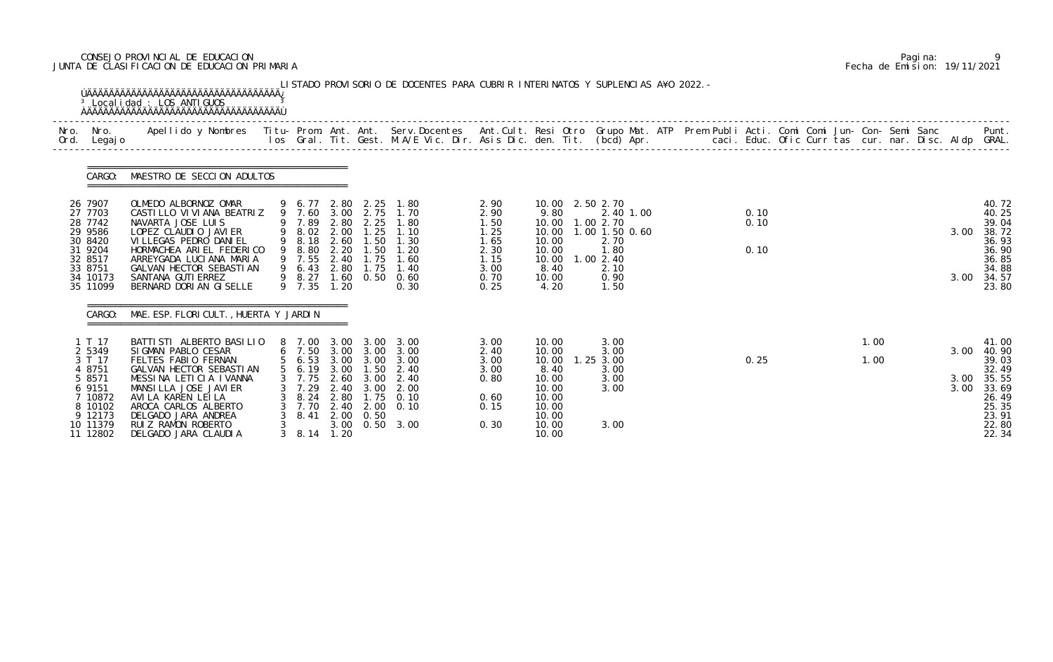CONSEJO PROVINCIAL DE EDUCACION
JUNTA DE CLASIFICACION DE EDUCACION PRIMARIA

LISTADO PROVISORIO DE DOCENTES PARA CUBRIR INTERINATOS Y SUPLENCIAS AÑO 2022.-

Localidad : LOS ANTIGUOS

## CARGO: MAESTRO DE SECCION ADULTOS

| Nro. Ord. | Nro. Legajo | Apellido y Nombres | Titu- los | Prom. Gral. | Ant. Tit. | Ant. Gest. | Serv. Docentes M.A/E Vic. Dir. | Ant. Cult. Asis Dic. | Resi den. | Otro Tit. | Grupo Mat. (bcd) | ATP Apr. | Prem Publi caci. | Acti. Educ. | Comi Ofic | Comi Curr | Jun- tas | Con- cur. | Semi nar. | Sanc Disc. | Aldp | Punt. GRAL. |
|---|---|---|---|---|---|---|---|---|---|---|---|---|---|---|---|---|---|---|---|---|---|---|
| 26 | 7907 | OLMEDO ALBORNOZ OMAR | 9 | 6.77 | 2.80 | 2.25 | 1.80 | 2.90 | 10.00 | 2.50 | 2.70 | | | | | | | | | | | 40.72 |
| 27 | 7703 | CASTILLO VIVIANA BEATRIZ | 9 | 7.60 | 3.00 | 2.75 | 1.70 | 2.90 | 9.80 | | 2.40 | 1.00 | | 0.10 | | | | | | | | 40.25 |
| 28 | 7742 | NAVARTA JOSE LUIS | 9 | 7.89 | 2.80 | 2.25 | 1.80 | 1.50 | 10.00 | 1.00 | 2.70 | | | 0.10 | | | | | | | | 39.04 |
| 29 | 9586 | LOPEZ CLAUDIO JAVIER | 9 | 8.02 | 2.00 | 1.25 | 1.10 | 1.25 | 10.00 | 1.00 | 1.50 | 0.60 | | | | | | | | | 3.00 | 38.72 |
| 30 | 8420 | VILLEGAS PEDRO DANIEL | 9 | 8.18 | 2.60 | 1.50 | 1.30 | 1.65 | 10.00 | | 2.70 | | | | | | | | | | | 36.93 |
| 31 | 9204 | HORMACHEA ARIEL FEDERICO | 9 | 8.80 | 2.20 | 1.50 | 1.20 | 2.30 | 10.00 | | 1.80 | | | 0.10 | | | | | | | | 36.90 |
| 32 | 8517 | ARREYGADA LUCIANA MARIA | 9 | 7.55 | 2.40 | 1.75 | 1.60 | 1.15 | 10.00 | 1.00 | 2.40 | | | | | | | | | | | 36.85 |
| 33 | 8751 | GALVAN HECTOR SEBASTIAN | 9 | 6.43 | 2.80 | 1.75 | 1.40 | 3.00 | 8.40 | | 2.10 | | | | | | | | | | | 34.88 |
| 34 | 10173 | SANTANA GUTIERREZ | 9 | 8.27 | 1.60 | 0.50 | 0.60 | 0.70 | 10.00 | | 0.90 | | | | | | | | | | 3.00 | 34.57 |
| 35 | 11099 | BERNARD DORIAN GISELLE | 9 | 7.35 | 1.20 | | 0.30 | 0.25 | 4.20 | | 1.50 | | | | | | | | | | | 23.80 |

## CARGO: MAE. ESP. FLORICULT., HUERTA Y JARDIN

| Nro. Ord. | Nro. Legajo | Apellido y Nombres | Titu- los | Prom. Gral. | Ant. Tit. | Ant. Gest. | Serv. Docentes M.A/E Vic. Dir. | Ant. Cult. Asis Dic. | Resi den. | Otro Tit. | Grupo Mat. (bcd) | ATP Apr. | Prem Publi caci. | Acti. Educ. | Comi Ofic | Comi Curr | Jun- tas | Con- cur. | Semi nar. | Sanc Disc. | Aldp | Punt. GRAL. |
|---|---|---|---|---|---|---|---|---|---|---|---|---|---|---|---|---|---|---|---|---|---|---|
| 1 | T 17 | BATTISTI ALBERTO BASILIO | 8 | 7.00 | 3.00 | 3.00 | 3.00 | 3.00 | 10.00 | | 3.00 | | | | | | 1.00 | | | | | 41.00 |
| 2 | 5349 | SIGMAN PABLO CESAR | 6 | 7.50 | 3.00 | 3.00 | 3.00 | 2.40 | 10.00 | | 3.00 | | | | | | | | | | 3.00 | 40.90 |
| 3 | T 17 | FELTES FABIO FERNAN | 5 | 6.53 | 3.00 | 3.00 | 3.00 | 3.00 | 10.00 | 1.25 | 3.00 | | | 0.25 | | | 1.00 | | | | | 39.03 |
| 4 | 8751 | GALVAN HECTOR SEBASTIAN | 5 | 6.19 | 3.00 | 1.50 | 2.40 | 3.00 | 8.40 | | 3.00 | | | | | | | | | | | 32.49 |
| 5 | 8571 | MESSINA LETICIA IVANNA | 3 | 7.75 | 2.60 | 3.00 | 2.40 | 0.80 | 10.00 | | 3.00 | | | | | | | | | | 3.00 | 35.55 |
| 6 | 9151 | MANSILLA JOSE JAVIER | 3 | 7.29 | 2.40 | 3.00 | 2.00 | | 10.00 | | 3.00 | | | | | | | | | | 3.00 | 33.69 |
| 7 | 10872 | AVILA KAREN LEILA | 3 | 8.24 | 2.80 | 1.75 | 0.10 | 0.60 | 10.00 | | | | | | | | | | | | | 26.49 |
| 8 | 10102 | AROCA CARLOS ALBERTO | 3 | 7.70 | 2.40 | 2.00 | 0.10 | 0.15 | 10.00 | | | | | | | | | | | | | 25.35 |
| 9 | 12173 | DELGADO JARA ANDREA | 3 | 8.41 | 2.00 | 0.50 | | | 10.00 | | | | | | | | | | | | | 23.91 |
| 10 | 11379 | RUIZ RAMON ROBERTO | 3 | | 3.00 | 0.50 | 3.00 | 0.30 | 10.00 | | 3.00 | | | | | | | | | | | 22.80 |
| 11 | 12802 | DELGADO JARA CLAUDIA | 3 | 8.14 | 1.20 | | | | 10.00 | | | | | | | | | | | | | 22.34 |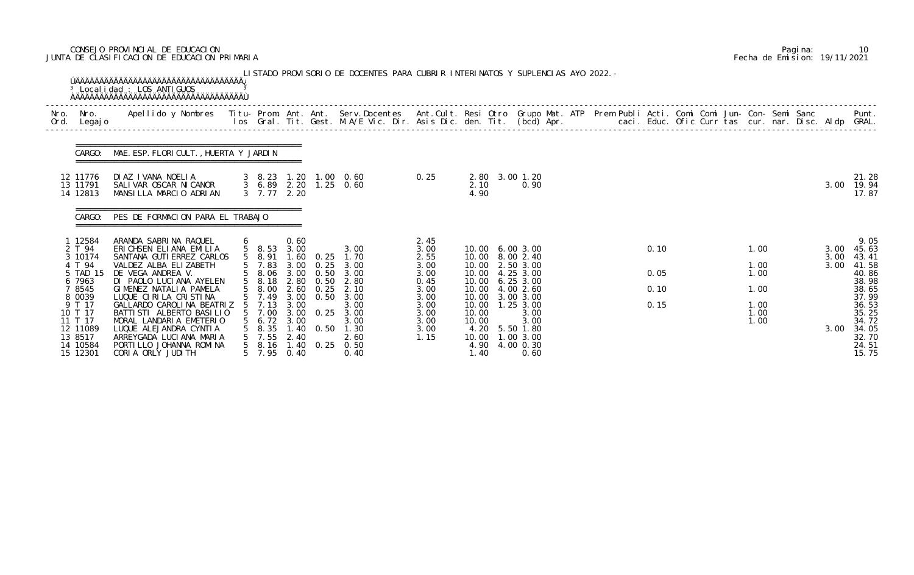CONSEJO PROVINCIAL DE EDUCACION
JUNTA DE CLASIFICACION DE EDUCACION PRIMARIA

Pagina: 10
Fecha de Emision: 19/11/2021

LISTADO PROVISORIO DE DOCENTES PARA CUBRIR INTERINATOS Y SUPLENCIAS A¥O 2022.-

Localidad : LOS ANTIGUOS

CARGO: MAE. ESP. FLORICULT., HUERTA Y JARDIN

| Nro. Ord. | Nro. Legajo | Apellido y Nombres | Titu- los | Prom. Gral. | Ant. Tit. | Ant. Gest. | Serv. Docentes M.A/E Vic. Dir. | Ant. Cult. Asis Dic. | Resi den. | Otro Tit. | Grupo Mat. (bcd) | ATP Apr. | Prem Publi caci. | Acti. Educ. | Comi Ofic | Comi Curr | Jun- tas | Con- cur. | Semi nar. | Sanc Disc. | Aldp | Punt. GRAL. |
|---|---|---|---|---|---|---|---|---|---|---|---|---|---|---|---|---|---|---|---|---|---|---|
| 12 | 11776 | DIAZ IVANA NOELIA | 3 | 8.23 | 1.20 | 1.00 | 0.60 | 0.25 | 2.80 | 3.00 | 1.20 | | | | | | | | | | | 21.28 |
| 13 | 11791 | SALIVAR OSCAR NICANOR | 3 | 6.89 | 2.20 | 1.25 | 0.60 | | 2.10 | | 0.90 | | | | | | | | | | 3.00 | 19.94 |
| 14 | 12813 | MANSILLA MARCIO ADRIAN | 3 | 7.77 | 2.20 | | | | 4.90 | | | | | | | | | | | | | 17.87 |

CARGO: PES DE FORMACION PARA EL TRABAJO

| Nro. Ord. | Nro. Legajo | Apellido y Nombres | Titu- los | Prom. Gral. | Ant. Tit. | Ant. Gest. | Serv. Docentes M.A/E Vic. Dir. | Ant. Cult. Asis Dic. | Resi den. | Otro Tit. | Grupo Mat. (bcd) | ATP Apr. | Prem Publi caci. | Acti. Educ. | Comi Ofic | Comi Curr | Jun- tas | Con- cur. | Semi nar. | Sanc Disc. | Aldp | Punt. GRAL. |
|---|---|---|---|---|---|---|---|---|---|---|---|---|---|---|---|---|---|---|---|---|---|---|
| 1 | 12584 | ARANDA SABRINA RAQUEL | 6 | | 0.60 | | | 2.45 | | | | | | | | | | | | | | 9.05 |
| 2 | T 94 | ERICHSEN ELIANA EMILIA | 5 | 8.53 | 3.00 | | 3.00 | 3.00 | 10.00 | 6.00 | 3.00 | | | 0.10 | | | | 1.00 | | | 3.00 | 45.63 |
| 3 | 10174 | SANTANA GUTIERREZ CARLOS | 5 | 8.91 | 1.60 | 0.25 | 1.70 | 2.55 | 10.00 | 8.00 | 2.40 | | | | | | | | | | 3.00 | 43.41 |
| 4 | T 94 | VALDEZ ALBA ELIZABETH | 5 | 7.83 | 3.00 | 0.25 | 3.00 | 3.00 | 10.00 | 2.50 | 3.00 | | | | | | | 1.00 | | | 3.00 | 41.58 |
| 5 | TAD 15 | DE VEGA ANDREA V. | 5 | 8.06 | 3.00 | 0.50 | 3.00 | 3.00 | 10.00 | 4.25 | 3.00 | | | 0.05 | | | | 1.00 | | | | 40.86 |
| 6 | 7963 | DI PAOLO LUCIANA AYELEN | 5 | 8.18 | 2.80 | 0.50 | 2.80 | 0.45 | 10.00 | 6.25 | 3.00 | | | | | | | | | | | 38.98 |
| 7 | 8545 | GIMENEZ NATALIA PAMELA | 5 | 8.00 | 2.60 | 0.25 | 2.10 | 3.00 | 10.00 | 4.00 | 2.60 | | | 0.10 | | | | 1.00 | | | | 38.65 |
| 8 | 0039 | LUQUE CIRILA CRISTINA | 5 | 7.49 | 3.00 | 0.50 | 3.00 | 3.00 | 10.00 | 3.00 | 3.00 | | | | | | | | | | | 37.99 |
| 9 | T 17 | GALLARDO CAROLINA BEATRIZ | 5 | 7.13 | 3.00 | | 3.00 | 3.00 | 10.00 | 1.25 | 3.00 | | | 0.15 | | | | 1.00 | | | | 36.53 |
| 10 | T 17 | BATTISTI ALBERTO BASILIO | 5 | 7.00 | 3.00 | 0.25 | 3.00 | 3.00 | 10.00 | | 3.00 | | | | | | | 1.00 | | | | 35.25 |
| 11 | T 17 | MORAL LANDARIA EMETERIO | 5 | 6.72 | 3.00 | | 3.00 | 3.00 | 10.00 | | 3.00 | | | | | | | 1.00 | | | | 34.72 |
| 12 | 11089 | LUQUE ALEJANDRA CYNTIA | 5 | 8.35 | 1.40 | 0.50 | 1.30 | 3.00 | 4.20 | 5.50 | 1.80 | | | | | | | | | | 3.00 | 34.05 |
| 13 | 8517 | ARREYGADA LUCIANA MARIA | 5 | 7.55 | 2.40 | | 2.60 | 1.15 | 10.00 | 1.00 | 3.00 | | | | | | | | | | | 32.70 |
| 14 | 10584 | PORTILLO JOHANNA ROMINA | 5 | 8.16 | 1.40 | 0.25 | 0.50 | | 4.90 | 4.00 | 0.30 | | | | | | | | | | | 24.51 |
| 15 | 12301 | CORIA ORLY JUDITH | 5 | 7.95 | 0.40 | | 0.40 | | 1.40 | | 0.60 | | | | | | | | | | | 15.75 |